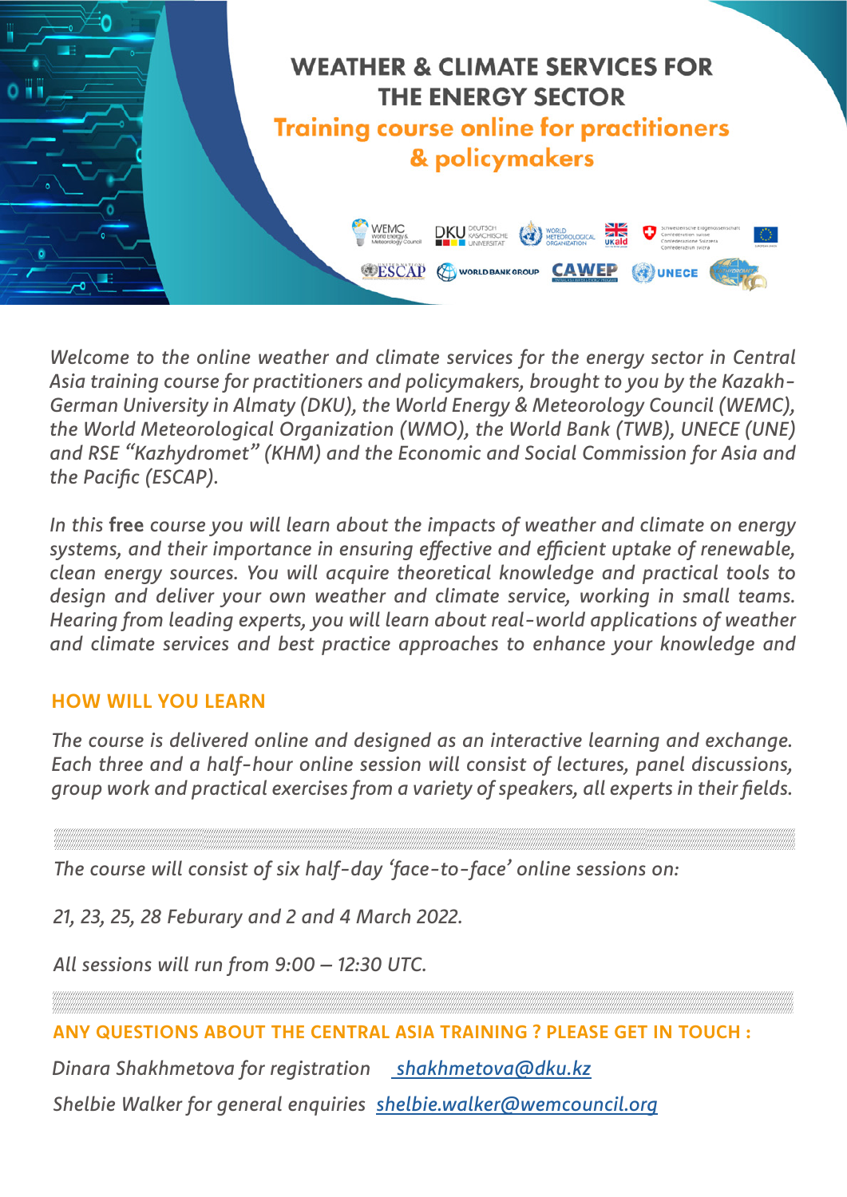# WEATHER & CLIMATE SERVICES FOR THE ENERGY SECTOR

## Training course online for practitioners & policymakers

*Welcome to the online weather and climate services for the energy sector in Central Asia training course for practitioners and policymakers, brought to you by the Kazakh-German University in Almaty (DKU), the World Energy & Meteorology Council (WEMC), the World Meteorological Organization (WMO), the World Bank (TWB), UNECE (UNE) and RSE "Kazhydromet" (KHM) and the Economic and Social Commission for Asia and the Pacific (ESCAP).*

*In this* **free** *course you will learn about the impacts of weather and climate on energy systems, and their importance in ensuring effective and efficient uptake of renewable, clean energy sources. You will acquire theoretical knowledge and practical tools to design and deliver your own weather and climate service, working in small teams. Hearing from leading experts, you will learn about real-world applications of weather and climate services and best practice approaches to enhance your knowledge and*

### HOW WILL YOU LEARN

*The course is delivered online and designed as an interactive learning and exchange. Each three and a half-hour online session will consist of lectures, panel discussions, group work and practical exercises from a variety of speakers, all experts in their fields.*

*The course will consist of six half-day 'face-to-face' online sessions on:*

*21, 23, 25, 28 Feburary and 2 and 4 March 2022.*

*All sessions will run from 9:00 – 12:30 UTC.*

### ANY QUESTIONS ABOUT THE CENTRAL ASIA TRAINING ? PLEASE GET IN TOUCH :

*Dinara Shakhmetova for registration* shakhmetova@dku.kz

*Shelbie Walker for general enquiries* shelbie.walker@wemcouncil.org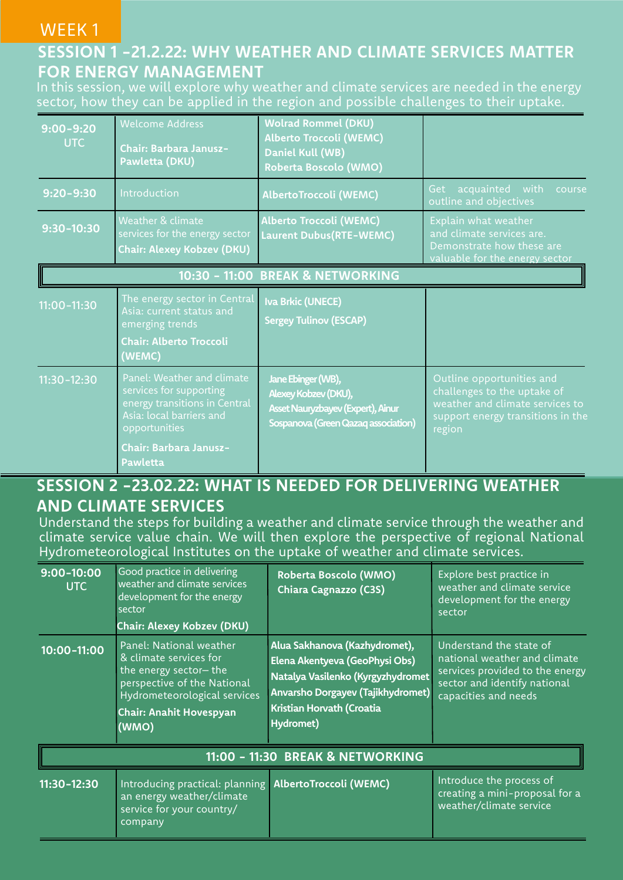WEEK 1

## SESSION 1 -21.2.22: WHY WEATHER AND CLIMATE SERVICES MATTER FOR ENERGY MANAGEMENT

In this session, we will explore why weather and climate services are needed in the energy sector, how they can be applied in the region and possible challenges to their uptake.

| Time | Session | Speakers | Objectives |
|---|---|---|---|
| 9:00-9:20 UTC | Welcome Address<br>**Chair: Barbara Janusz-Pawletta (DKU)** | **Wolrad Rommel (DKU)**<br>**Alberto Troccoli (WEMC)**<br>**Daniel Kull (WB)**<br>**Roberta Boscolo (WMO)** | |
| 9:20-9:30 | Introduction | **AlbertoTroccoli (WEMC)** | Get acquainted with course outline and objectives |
| 9:30-10:30 | Weather & climate services for the energy sector<br>**Chair: Alexey Kobzev (DKU)** | **Alberto Troccoli (WEMC)**<br>**Laurent Dubus(RTE-WEMC)** | Explain what weather and climate services are. Demonstrate how these are valuable for the energy sector |
| **10:30 - 11:00 BREAK & NETWORKING** | | | |
| 11:00-11:30 | The energy sector in Central Asia: current status and emerging trends<br>**Chair: Alberto Troccoli (WEMC)** | **Iva Brkic (UNECE)**<br>**Sergey Tulinov (ESCAP)** | |
| 11:30-12:30 | Panel: Weather and climate services for supporting energy transitions in Central Asia: local barriers and opportunities<br>**Chair: Barbara Janusz-Pawletta** | **Jane Ebinger (WB),**<br>**Alexey Kobzev (DKU),**<br>**Asset Nauryzbayev (Expert), Ainur Sospanova (Green Qazaq association)** | Outline opportunities and challenges to the uptake of weather and climate services to support energy transitions in the region |

## SESSION 2 -23.02.22: WHAT IS NEEDED FOR DELIVERING WEATHER AND CLIMATE SERVICES

Understand the steps for building a weather and climate service through the weather and climate service value chain. We will then explore the perspective of regional National Hydrometeorological Institutes on the uptake of weather and climate services.

| Time | Session | Speakers | Objectives |
|---|---|---|---|
| 9:00-10:00 UTC | Good practice in delivering weather and climate services development for the energy sector<br>**Chair: Alexey Kobzev (DKU)** | **Roberta Boscolo (WMO)**<br>**Chiara Cagnazzo (C3S)** | Explore best practice in weather and climate service development for the energy sector |
| 10:00-11:00 | Panel: National weather & climate services for the energy sector– the perspective of the National Hydrometeorological services<br>**Chair: Anahit Hovespyan (WMO)** | **Alua Sakhanova (Kazhydromet),**<br>**Elena Akentyeva (GeoPhysi Obs)**<br>**Natalya Vasilenko (Kyrgyzhydromet**<br>**Anvarsho Dorgayev (Tajikhydromet)**<br>**Kristian Horvath (Croatia Hydromet)** | Understand the state of national weather and climate services provided to the energy sector and identify national capacities and needs |
| **11:00 - 11:30 BREAK & NETWORKING** | | | |
| 11:30-12:30 | Introducing practical: planning an energy weather/climate service for your country/ company | **AlbertoTroccoli (WEMC)** | Introduce the process of creating a mini-proposal for a weather/climate service |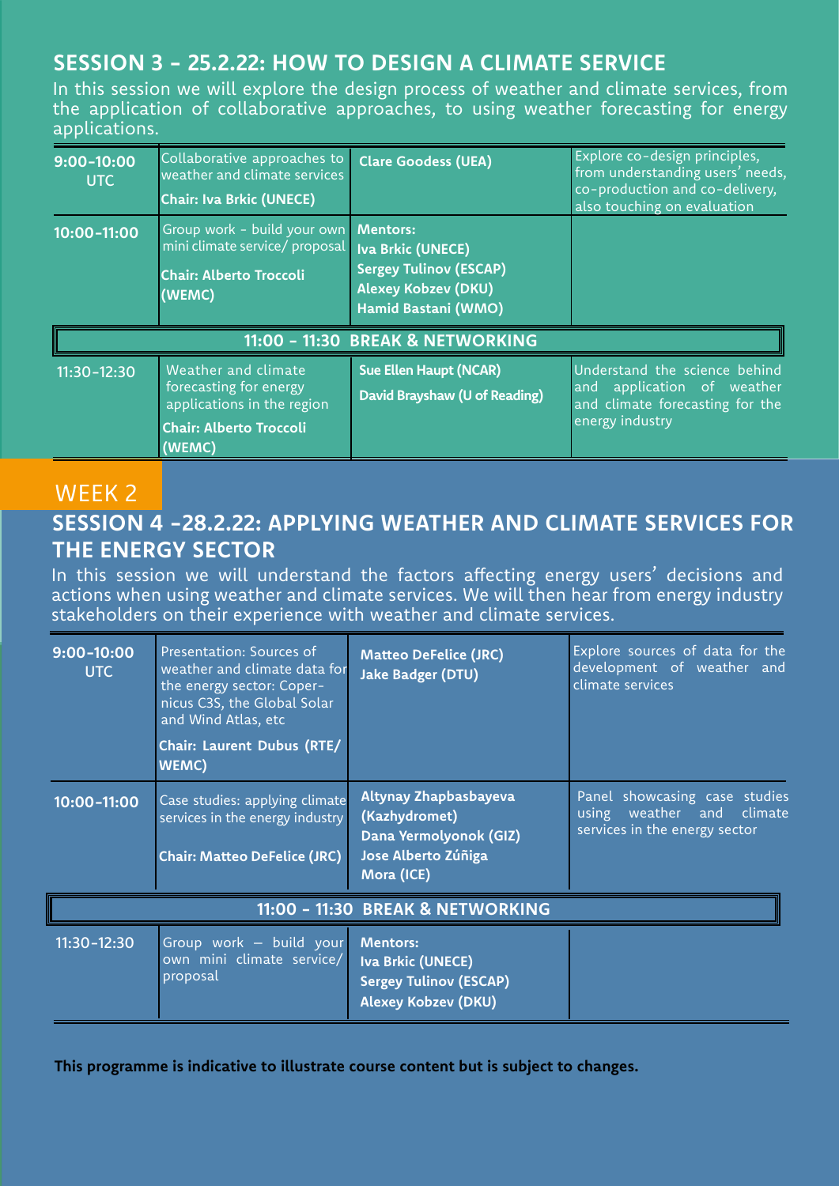## SESSION 3 - 25.2.22: HOW TO DESIGN A CLIMATE SERVICE

In this session we will explore the design process of weather and climate services, from the application of collaborative approaches, to using weather forecasting for energy applications.

| Time | Topic | Speakers | Description |
|---|---|---|---|
| **9:00-10:00 UTC** | Collaborative approaches to weather and climate services<br>**Chair: Iva Brkic (UNECE)** | **Clare Goodess (UEA)** | Explore co-design principles, from understanding users' needs, co-production and co-delivery, also touching on evaluation |
| **10:00-11:00** | Group work - build your own mini climate service/ proposal<br>**Chair: Alberto Troccoli (WEMC)** | **Mentors:**<br>**Iva Brkic (UNECE)**<br>**Sergey Tulinov (ESCAP)**<br>**Alexey Kobzev (DKU)**<br>**Hamid Bastani (WMO)** | |
| **11:00 - 11:30 BREAK & NETWORKING** | | | |
| 11:30-12:30 | Weather and climate forecasting for energy applications in the region<br>**Chair: Alberto Troccoli (WEMC)** | **Sue Ellen Haupt (NCAR)**<br>**David Brayshaw (U of Reading)** | Understand the science behind and application of weather and climate forecasting for the energy industry |

# WEEK 2

## SESSION 4 -28.2.22: APPLYING WEATHER AND CLIMATE SERVICES FOR THE ENERGY SECTOR

In this session we will understand the factors affecting energy users' decisions and actions when using weather and climate services. We will then hear from energy industry stakeholders on their experience with weather and climate services.

| Time | Topic | Speakers | Description |
|---|---|---|---|
| **9:00-10:00 UTC** | Presentation: Sources of weather and climate data for the energy sector: Copernicus C3S, the Global Solar and Wind Atlas, etc<br>**Chair: Laurent Dubus (RTE/ WEMC)** | **Matteo DeFelice (JRC)**<br>**Jake Badger (DTU)** | Explore sources of data for the development of weather and climate services |
| **10:00-11:00** | Case studies: applying climate services in the energy industry<br>**Chair: Matteo DeFelice (JRC)** | **Altynay Zhapbasbayeva (Kazhydromet)**<br>**Dana Yermolyonok (GIZ)**<br>**Jose Alberto Zúñiga Mora (ICE)** | Panel showcasing case studies using weather and climate services in the energy sector |
| **11:00 - 11:30 BREAK & NETWORKING** | | | |
| 11:30-12:30 | Group work – build your own mini climate service/ proposal | **Mentors:**<br>**Iva Brkic (UNECE)**<br>**Sergey Tulinov (ESCAP)**<br>**Alexey Kobzev (DKU)** | |

**This programme is indicative to illustrate course content but is subject to changes.**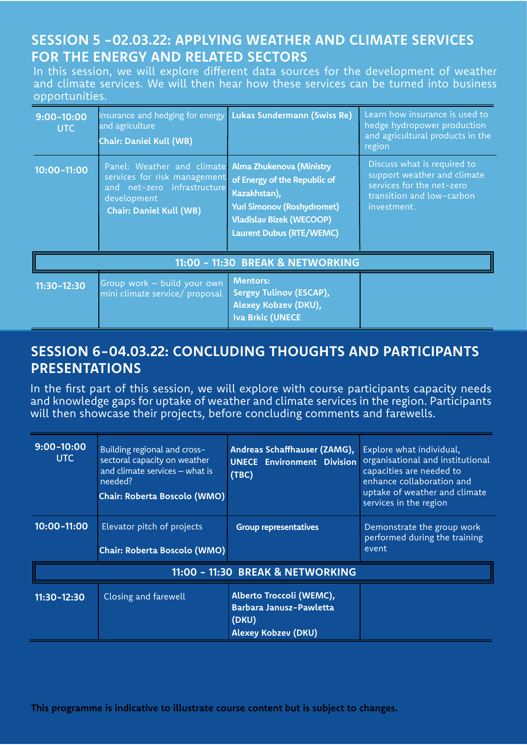## SESSION 5 -02.03.22: APPLYING WEATHER AND CLIMATE SERVICES FOR THE ENERGY AND RELATED SECTORS

In this session, we will explore different data sources for the development of weather and climate services. We will then hear how these services can be turned into business opportunities.

| | | | |
|---|---|---|---|
| 9:00-10:00 UTC | Insurance and hedging for energy and agriculture **Chair: Daniel Kull (WB)** | **Lukas Sundermann (Swiss Re)** | Learn how insurance is used to hedge hydropower production and agricultural products in the region |
| 10:00-11:00 | Panel: Weather and climate services for risk management and net-zero infrastructure development **Chair: Daniel Kull (WB)** | **Alma Zhukenova (Ministry of Energy of the Republic of Kazakhstan), Yuri Simonov (Roshydromet) Vladislav Bizek (WECOOP) Laurent Dubus (RTE/WEMC)** | Discuss what is required to support weather and climate services for the net-zero transition and low-carbon investment. |
| **11:00 - 11:30 BREAK & NETWORKING** | | | |
| 11:30-12:30 | Group work – build your own mini climate service/ proposal | **Mentors: Sergey Tulinov (ESCAP), Alexey Kobzev (DKU), Iva Brkic (UNECE** | |

## SESSION 6-04.03.22: CONCLUDING THOUGHTS AND PARTICIPANTS PRESENTATIONS

In the first part of this session, we will explore with course participants capacity needs and knowledge gaps for uptake of weather and climate services in the region. Participants will then showcase their projects, before concluding comments and farewells.

| | | | |
|---|---|---|---|
| 9:00-10:00 UTC | Building regional and cross-sectoral capacity on weather and climate services – what is needed? **Chair: Roberta Boscolo (WMO)** | **Andreas Schaffhauser (ZAMG), UNECE Environment Division (TBC)** | Explore what individual, organisational and institutional capacities are needed to enhance collaboration and uptake of weather and climate services in the region |
| 10:00-11:00 | Elevator pitch of projects **Chair: Roberta Boscolo (WMO)** | **Group representatives** | Demonstrate the group work performed during the training event |
| **11:00 - 11:30 BREAK & NETWORKING** | | | |
| 11:30-12:30 | Closing and farewell | **Alberto Troccoli (WEMC), Barbara Janusz-Pawletta (DKU) Alexey Kobzev (DKU)** | |

**This programme is indicative to illustrate course content but is subject to changes.**